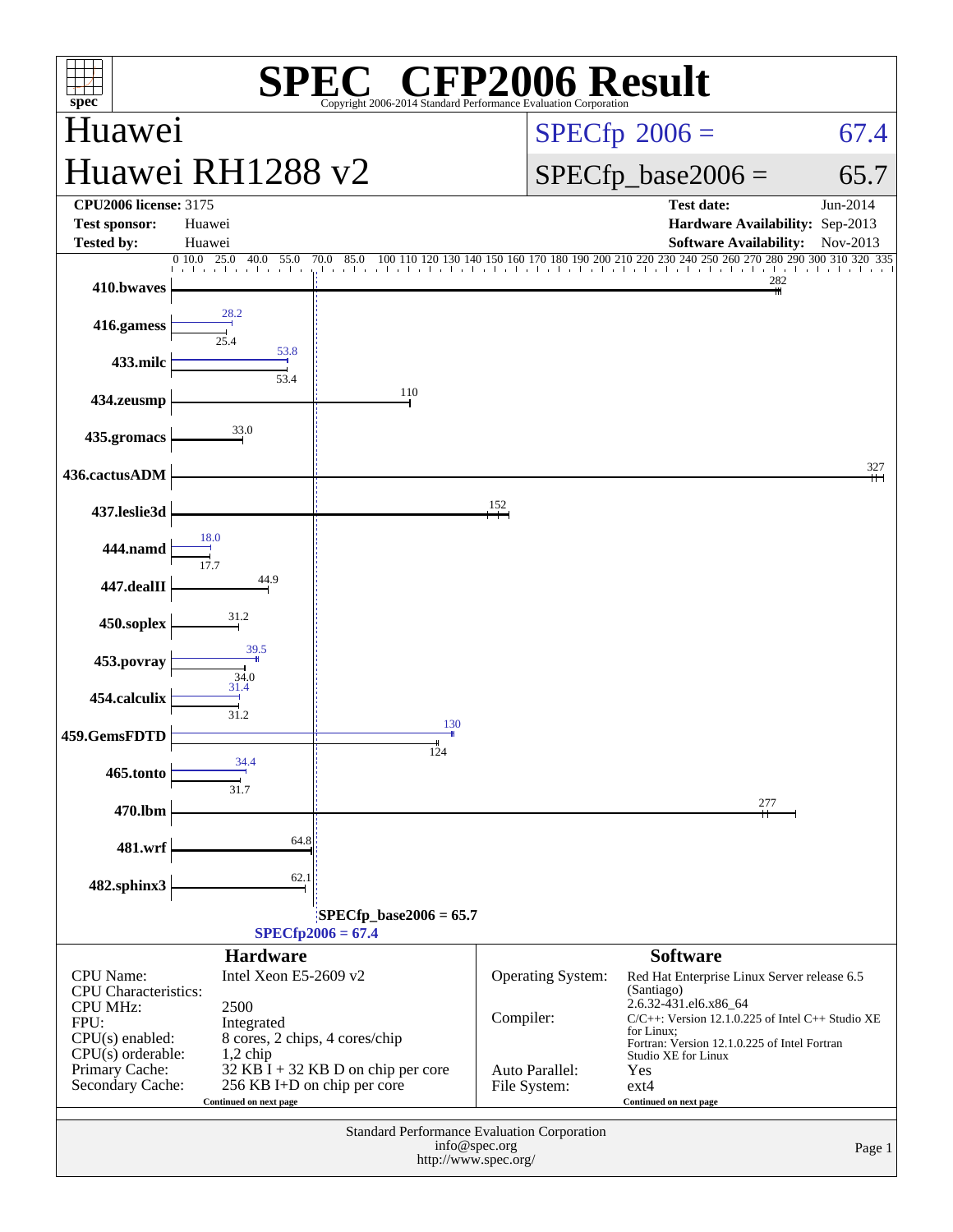# SPEC CFP2006 Result

Copyright 2006-2014 Standard Performance Evaluation Corporation

## Huawei
## Huawei RH1288 v2

**SPECfp 2006 = 67.4**

**SPECfp_base2006 = 65.7**

| | | | |
|---|---|---|---|
| **CPU2006 license:** 3175 | | **Test date:** | Jun-2014 |
| **Test sponsor:** | Huawei | **Hardware Availability:** | Sep-2013 |
| **Tested by:** | Huawei | **Software Availability:** | Nov-2013 |

| Benchmark | Peak | Base |
|---|---|---|
| 410.bwaves | | 282 |
| 416.gamess | 28.2 | 25.4 |
| 433.milc | 53.8 | 53.4 |
| 434.zeusmp | | 110 |
| 435.gromacs | | 33.0 |
| 436.cactusADM | | 327 |
| 437.leslie3d | | 152 |
| 444.namd | 18.0 | 17.7 |
| 447.dealII | | 44.9 |
| 450.soplex | | 31.2 |
| 453.povray | 39.5 | 34.0 |
| 454.calculix | 31.4 | 31.2 |
| 459.GemsFDTD | 130 | 124 |
| 465.tonto | 34.4 | 31.7 |
| 470.lbm | | 277 |
| 481.wrf | | 64.8 |
| 482.sphinx3 | | 62.1 |

SPECfp_base2006 = 65.7

SPECfp2006 = 67.4

### Hardware

| | |
|---|---|
| CPU Name: | Intel Xeon E5-2609 v2 |
| CPU Characteristics: | |
| CPU MHz: | 2500 |
| FPU: | Integrated |
| CPU(s) enabled: | 8 cores, 2 chips, 4 cores/chip |
| CPU(s) orderable: | 1,2 chip |
| Primary Cache: | 32 KB I + 32 KB D on chip per core |
| Secondary Cache: | 256 KB I+D on chip per core |

Continued on next page

### Software

| | |
|---|---|
| Operating System: | Red Hat Enterprise Linux Server release 6.5 (Santiago) 2.6.32-431.el6.x86_64 |
| Compiler: | C/C++: Version 12.1.0.225 of Intel C++ Studio XE for Linux; Fortran: Version 12.1.0.225 of Intel Fortran Studio XE for Linux |
| Auto Parallel: | Yes |
| File System: | ext4 |

Continued on next page

Standard Performance Evaluation Corporation
info@spec.org
http://www.spec.org/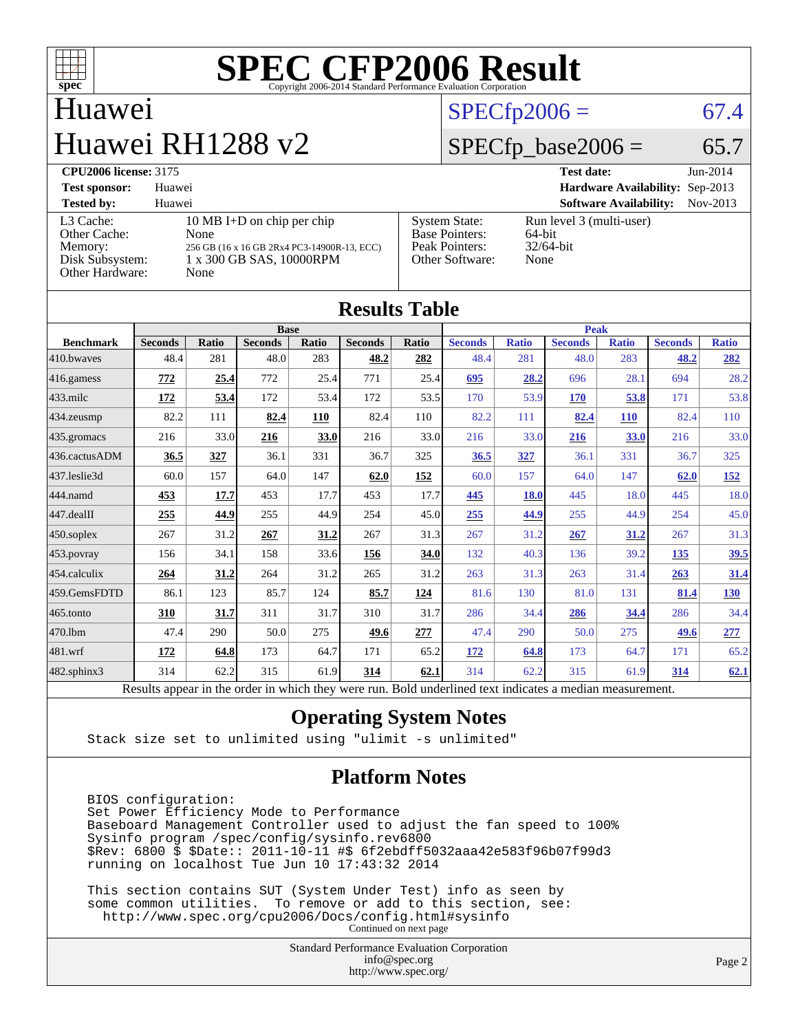# SPEC CFP2006 Result

Copyright 2006-2014 Standard Performance Evaluation Corporation

## Huawei
## Huawei RH1288 v2

SPECfp2006 = 67.4

SPECfp_base2006 = 65.7

| | | | |
|---|---|---|---|
| **CPU2006 license:** 3175 | | **Test date:** | Jun-2014 |
| **Test sponsor:** | Huawei | **Hardware Availability:** | Sep-2013 |
| **Tested by:** | Huawei | **Software Availability:** | Nov-2013 |

| | |
|---|---|
| L3 Cache: | 10 MB I+D on chip per chip |
| Other Cache: | None |
| Memory: | 256 GB (16 x 16 GB 2Rx4 PC3-14900R-13, ECC) |
| Disk Subsystem: | 1 x 300 GB SAS, 10000RPM |
| Other Hardware: | None |

| | |
|---|---|
| System State: | Run level 3 (multi-user) |
| Base Pointers: | 64-bit |
| Peak Pointers: | 32/64-bit |
| Other Software: | None |

## Results Table

| Benchmark | Base | | | | | | Peak | | | | | |
|---|---|---|---|---|---|---|---|---|---|---|---|---|
| | Seconds | Ratio | Seconds | Ratio | Seconds | Ratio | Seconds | Ratio | Seconds | Ratio | Seconds | Ratio |
| 410.bwaves | 48.4 | 281 | 48.0 | 283 | **48.2** | **282** | 48.4 | 281 | 48.0 | 283 | **48.2** | **282** |
| 416.gamess | **772** | **25.4** | 772 | 25.4 | 771 | 25.4 | **695** | **28.2** | 696 | 28.1 | 694 | 28.2 |
| 433.milc | **172** | **53.4** | 172 | 53.4 | 172 | 53.5 | 170 | 53.9 | **170** | **53.8** | 171 | 53.8 |
| 434.zeusmp | 82.2 | 111 | **82.4** | **110** | 82.4 | 110 | 82.2 | 111 | **82.4** | **110** | 82.4 | 110 |
| 435.gromacs | 216 | 33.0 | **216** | **33.0** | 216 | 33.0 | 216 | 33.0 | **216** | **33.0** | 216 | 33.0 |
| 436.cactusADM | **36.5** | **327** | 36.1 | 331 | 36.7 | 325 | **36.5** | **327** | 36.1 | 331 | 36.7 | 325 |
| 437.leslie3d | 60.0 | 157 | 64.0 | 147 | **62.0** | **152** | 60.0 | 157 | 64.0 | 147 | **62.0** | **152** |
| 444.namd | **453** | **17.7** | 453 | 17.7 | 453 | 17.7 | **445** | **18.0** | 445 | 18.0 | 445 | 18.0 |
| 447.dealII | **255** | **44.9** | 255 | 44.9 | 254 | 45.0 | **255** | **44.9** | 255 | 44.9 | 254 | 45.0 |
| 450.soplex | 267 | 31.2 | **267** | **31.2** | 267 | 31.3 | 267 | 31.2 | **267** | **31.2** | 267 | 31.3 |
| 453.povray | 156 | 34.1 | 158 | 33.6 | **156** | **34.0** | 132 | 40.3 | 136 | 39.2 | **135** | **39.5** |
| 454.calculix | **264** | **31.2** | 264 | 31.2 | 265 | 31.2 | 263 | 31.3 | 263 | 31.4 | **263** | **31.4** |
| 459.GemsFDTD | 86.1 | 123 | 85.7 | 124 | **85.7** | **124** | 81.6 | 130 | 81.0 | 131 | **81.4** | **130** |
| 465.tonto | **310** | **31.7** | 311 | 31.7 | 310 | 31.7 | 286 | 34.4 | **286** | **34.4** | 286 | 34.4 |
| 470.lbm | 47.4 | 290 | 50.0 | 275 | **49.6** | **277** | 47.4 | 290 | 50.0 | 275 | **49.6** | **277** |
| 481.wrf | **172** | **64.8** | 173 | 64.7 | 171 | 65.2 | **172** | **64.8** | 173 | 64.7 | 171 | 65.2 |
| 482.sphinx3 | 314 | 62.2 | 315 | 61.9 | **314** | **62.1** | 314 | 62.2 | 315 | 61.9 | **314** | **62.1** |

Results appear in the order in which they were run. Bold underlined text indicates a median measurement.

## Operating System Notes

```
Stack size set to unlimited using "ulimit -s unlimited"
```

## Platform Notes

```
BIOS configuration:
Set Power Efficiency Mode to Performance
Baseboard Management Controller used to adjust the fan speed to 100%
Sysinfo program /spec/config/sysinfo.rev6800
$Rev: 6800 $ $Date:: 2011-10-11 #$ 6f2ebdff5032aaa42e583f96b07f99d3
running on localhost Tue Jun 10 17:43:32 2014

This section contains SUT (System Under Test) info as seen by
some common utilities.  To remove or add to this section, see:
  http://www.spec.org/cpu2006/Docs/config.html#sysinfo
```

Continued on next page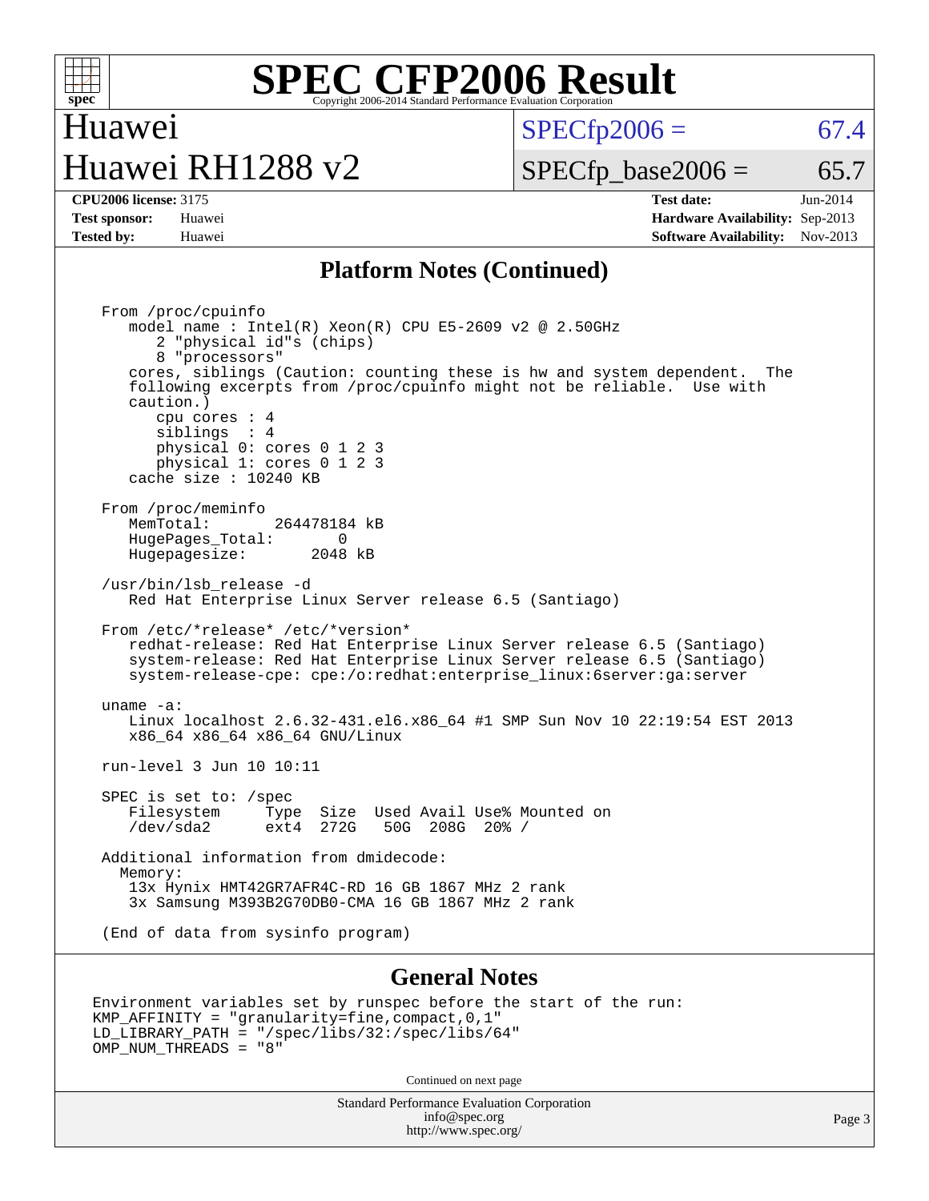## Platform Notes (Continued)

```
From /proc/cpuinfo
   model name : Intel(R) Xeon(R) CPU E5-2609 v2 @ 2.50GHz
      2 "physical id"s (chips)
      8 "processors"
   cores, siblings (Caution: counting these is hw and system dependent.  The
   following excerpts from /proc/cpuinfo might not be reliable.  Use with
   caution.)
      cpu cores : 4
      siblings  : 4
      physical 0: cores 0 1 2 3
      physical 1: cores 0 1 2 3
   cache size : 10240 KB

From /proc/meminfo
   MemTotal:       264478184 kB
   HugePages_Total:       0
   Hugepagesize:       2048 kB

/usr/bin/lsb_release -d
   Red Hat Enterprise Linux Server release 6.5 (Santiago)

From /etc/*release* /etc/*version*
   redhat-release: Red Hat Enterprise Linux Server release 6.5 (Santiago)
   system-release: Red Hat Enterprise Linux Server release 6.5 (Santiago)
   system-release-cpe: cpe:/o:redhat:enterprise_linux:6server:ga:server

uname -a:
   Linux localhost 2.6.32-431.el6.x86_64 #1 SMP Sun Nov 10 22:19:54 EST 2013
   x86_64 x86_64 x86_64 GNU/Linux

run-level 3 Jun 10 10:11

SPEC is set to: /spec
   Filesystem     Type  Size  Used Avail Use% Mounted on
   /dev/sda2      ext4  272G   50G  208G  20% /

Additional information from dmidecode:
  Memory:
   13x Hynix HMT42GR7AFR4C-RD 16 GB 1867 MHz 2 rank
   3x Samsung M393B2G70DB0-CMA 16 GB 1867 MHz 2 rank

(End of data from sysinfo program)
```

## General Notes

```
Environment variables set by runspec before the start of the run:
KMP_AFFINITY = "granularity=fine,compact,0,1"
LD_LIBRARY_PATH = "/spec/libs/32:/spec/libs/64"
OMP_NUM_THREADS = "8"
```

Continued on next page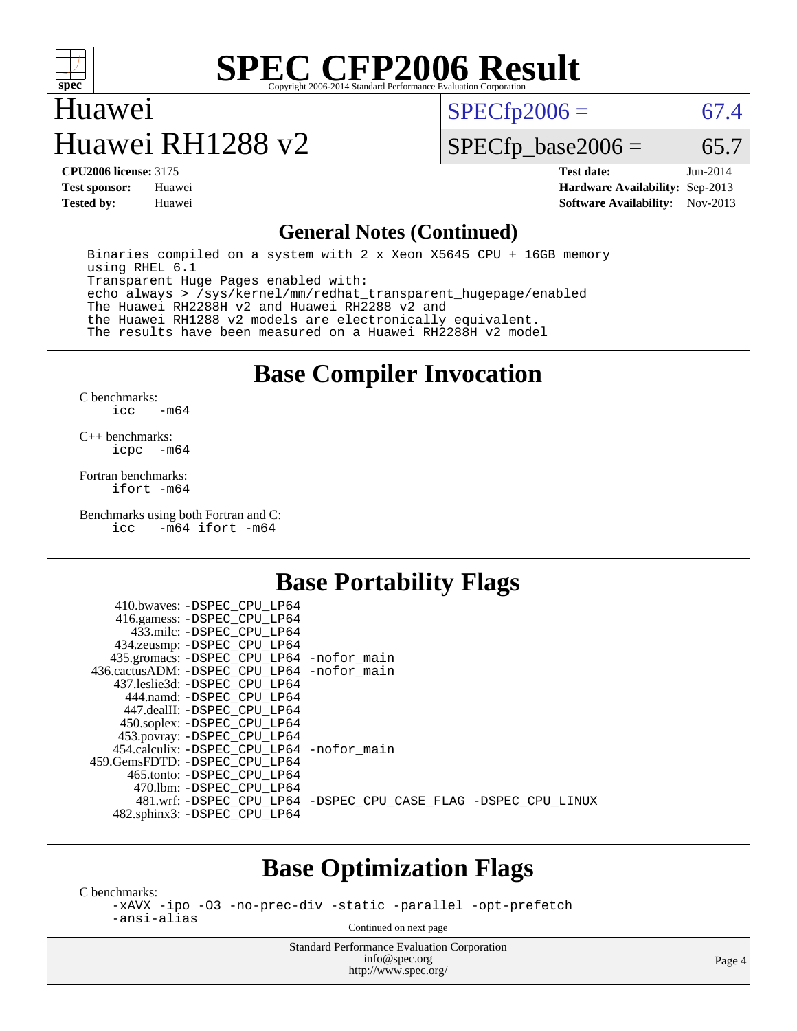# SPEC CFP2006 Result

Copyright 2006-2014 Standard Performance Evaluation Corporation

## Huawei
## Huawei RH1288 v2

SPECfp2006 = 67.4

SPECfp_base2006 = 65.7

| | | | |
|---|---|---|---|
| **CPU2006 license:** 3175 | | **Test date:** | Jun-2014 |
| **Test sponsor:** | Huawei | **Hardware Availability:** | Sep-2013 |
| **Tested by:** | Huawei | **Software Availability:** | Nov-2013 |

### General Notes (Continued)

```
Binaries compiled on a system with 2 x Xeon X5645 CPU + 16GB memory
using RHEL 6.1
Transparent Huge Pages enabled with:
echo always > /sys/kernel/mm/redhat_transparent_hugepage/enabled
The Huawei RH2288H v2 and Huawei RH2288 v2 and
the Huawei RH1288 v2 models are electronically equivalent.
The results have been measured on a Huawei RH2288H v2 model
```

## Base Compiler Invocation

C benchmarks:
```
icc   -m64
```

C++ benchmarks:
```
icpc  -m64
```

Fortran benchmarks:
```
ifort -m64
```

Benchmarks using both Fortran and C:
```
icc   -m64 ifort -m64
```

## Base Portability Flags

```
     410.bwaves: -DSPEC_CPU_LP64
     416.gamess: -DSPEC_CPU_LP64
       433.milc: -DSPEC_CPU_LP64
     434.zeusmp: -DSPEC_CPU_LP64
    435.gromacs: -DSPEC_CPU_LP64 -nofor_main
 436.cactusADM: -DSPEC_CPU_LP64 -nofor_main
   437.leslie3d: -DSPEC_CPU_LP64
       444.namd: -DSPEC_CPU_LP64
     447.dealII: -DSPEC_CPU_LP64
     450.soplex: -DSPEC_CPU_LP64
     453.povray: -DSPEC_CPU_LP64
   454.calculix: -DSPEC_CPU_LP64 -nofor_main
 459.GemsFDTD: -DSPEC_CPU_LP64
      465.tonto: -DSPEC_CPU_LP64
        470.lbm: -DSPEC_CPU_LP64
        481.wrf: -DSPEC_CPU_LP64 -DSPEC_CPU_CASE_FLAG -DSPEC_CPU_LINUX
    482.sphinx3: -DSPEC_CPU_LP64
```

## Base Optimization Flags

C benchmarks:
```
-xAVX -ipo -O3 -no-prec-div -static -parallel -opt-prefetch
-ansi-alias
```

Continued on next page

Standard Performance Evaluation Corporation
info@spec.org
http://www.spec.org/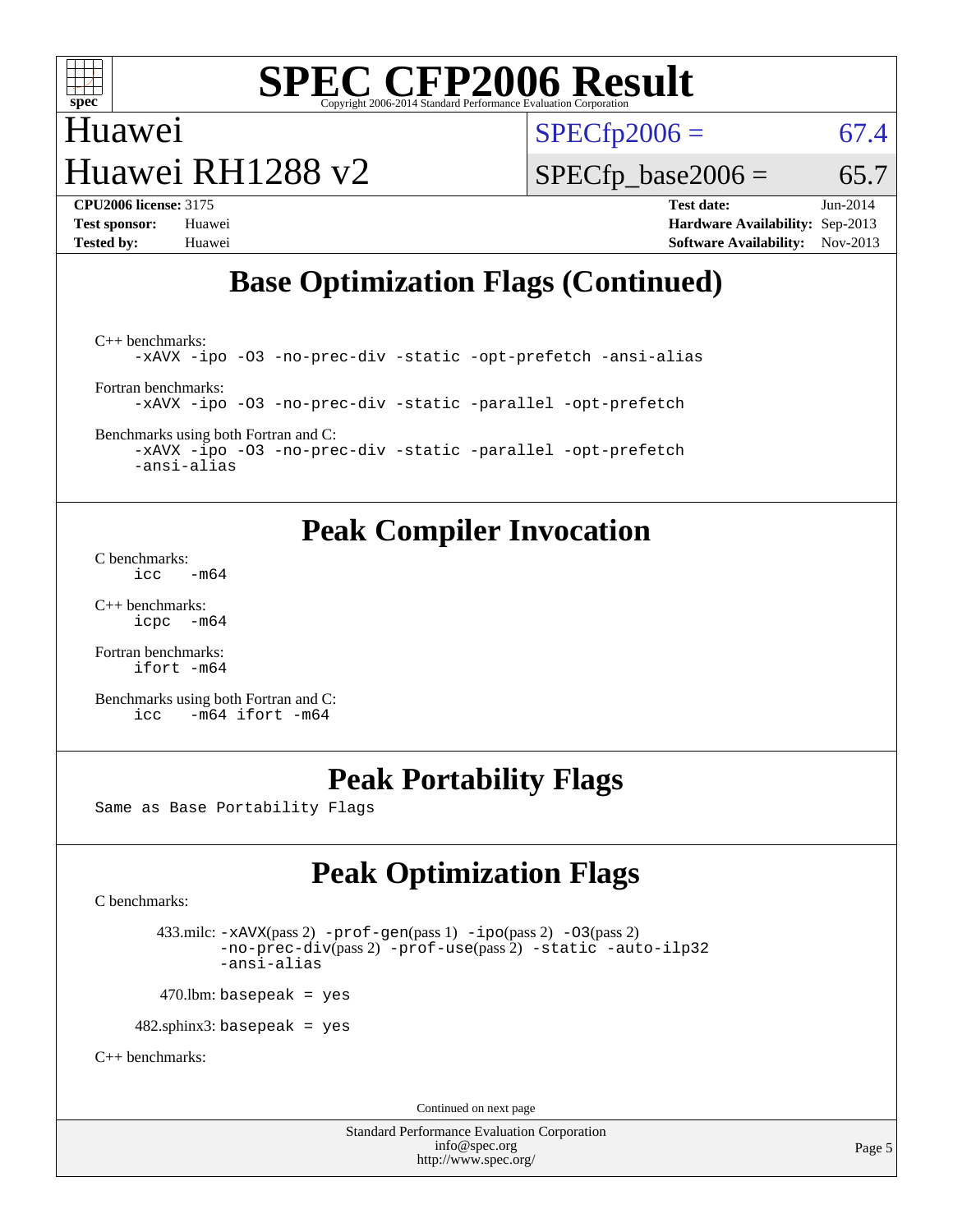## Base Optimization Flags (Continued)

C++ benchmarks:
```
-xAVX -ipo -O3 -no-prec-div -static -opt-prefetch -ansi-alias
```

Fortran benchmarks:
```
-xAVX -ipo -O3 -no-prec-div -static -parallel -opt-prefetch
```

Benchmarks using both Fortran and C:
```
-xAVX -ipo -O3 -no-prec-div -static -parallel -opt-prefetch
-ansi-alias
```

## Peak Compiler Invocation

C benchmarks:
```
icc   -m64
```

C++ benchmarks:
```
icpc  -m64
```

Fortran benchmarks:
```
ifort -m64
```

Benchmarks using both Fortran and C:
```
icc   -m64 ifort -m64
```

## Peak Portability Flags

Same as Base Portability Flags

## Peak Optimization Flags

C benchmarks:

433.milc: -xAVX(pass 2) -prof-gen(pass 1) -ipo(pass 2) -O3(pass 2) -no-prec-div(pass 2) -prof-use(pass 2) -static -auto-ilp32 -ansi-alias

470.lbm: basepeak = yes

482.sphinx3: basepeak = yes

C++ benchmarks:

Continued on next page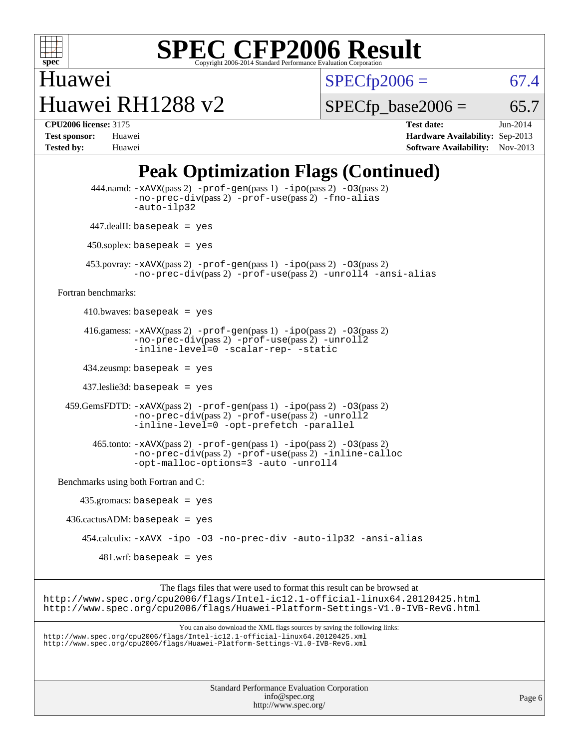# SPEC CFP2006 Result

Copyright 2006-2014 Standard Performance Evaluation Corporation

Huawei
Huawei RH1288 v2

SPECfp2006 = 67.4
SPECfp_base2006 = 65.7

**CPU2006 license:** 3175
**Test sponsor:** Huawei
**Tested by:** Huawei

**Test date:** Jun-2014
**Hardware Availability:** Sep-2013
**Software Availability:** Nov-2013

## Peak Optimization Flags (Continued)

444.namd: -xAVX(pass 2) -prof-gen(pass 1) -ipo(pass 2) -O3(pass 2) -no-prec-div(pass 2) -prof-use(pass 2) -fno-alias -auto-ilp32

447.dealII: basepeak = yes

450.soplex: basepeak = yes

453.povray: -xAVX(pass 2) -prof-gen(pass 1) -ipo(pass 2) -O3(pass 2) -no-prec-div(pass 2) -prof-use(pass 2) -unroll4 -ansi-alias

Fortran benchmarks:

410.bwaves: basepeak = yes

416.gamess: -xAVX(pass 2) -prof-gen(pass 1) -ipo(pass 2) -O3(pass 2) -no-prec-div(pass 2) -prof-use(pass 2) -unroll2 -inline-level=0 -scalar-rep- -static

434.zeusmp: basepeak = yes

437.leslie3d: basepeak = yes

459.GemsFDTD: -xAVX(pass 2) -prof-gen(pass 1) -ipo(pass 2) -O3(pass 2) -no-prec-div(pass 2) -prof-use(pass 2) -unroll2 -inline-level=0 -opt-prefetch -parallel

465.tonto: -xAVX(pass 2) -prof-gen(pass 1) -ipo(pass 2) -O3(pass 2) -no-prec-div(pass 2) -prof-use(pass 2) -inline-calloc -opt-malloc-options=3 -auto -unroll4

Benchmarks using both Fortran and C:

435.gromacs: basepeak = yes

436.cactusADM: basepeak = yes

454.calculix: -xAVX -ipo -O3 -no-prec-div -auto-ilp32 -ansi-alias

481.wrf: basepeak = yes

The flags files that were used to format this result can be browsed at
http://www.spec.org/cpu2006/flags/Intel-ic12.1-official-linux64.20120425.html
http://www.spec.org/cpu2006/flags/Huawei-Platform-Settings-V1.0-IVB-RevG.html

You can also download the XML flags sources by saving the following links:
http://www.spec.org/cpu2006/flags/Intel-ic12.1-official-linux64.20120425.xml
http://www.spec.org/cpu2006/flags/Huawei-Platform-Settings-V1.0-IVB-RevG.xml

Standard Performance Evaluation Corporation
info@spec.org
http://www.spec.org/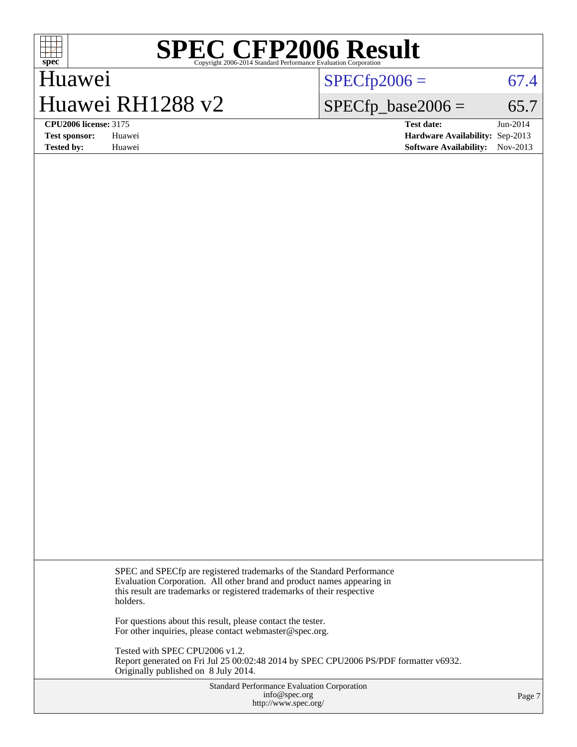SPEC and SPECfp are registered trademarks of the Standard Performance Evaluation Corporation. All other brand and product names appearing in this result are trademarks or registered trademarks of their respective holders.

For questions about this result, please contact the tester.
For other inquiries, please contact webmaster@spec.org.

Tested with SPEC CPU2006 v1.2.
Report generated on Fri Jul 25 00:02:48 2014 by SPEC CPU2006 PS/PDF formatter v6932.
Originally published on 8 July 2014.